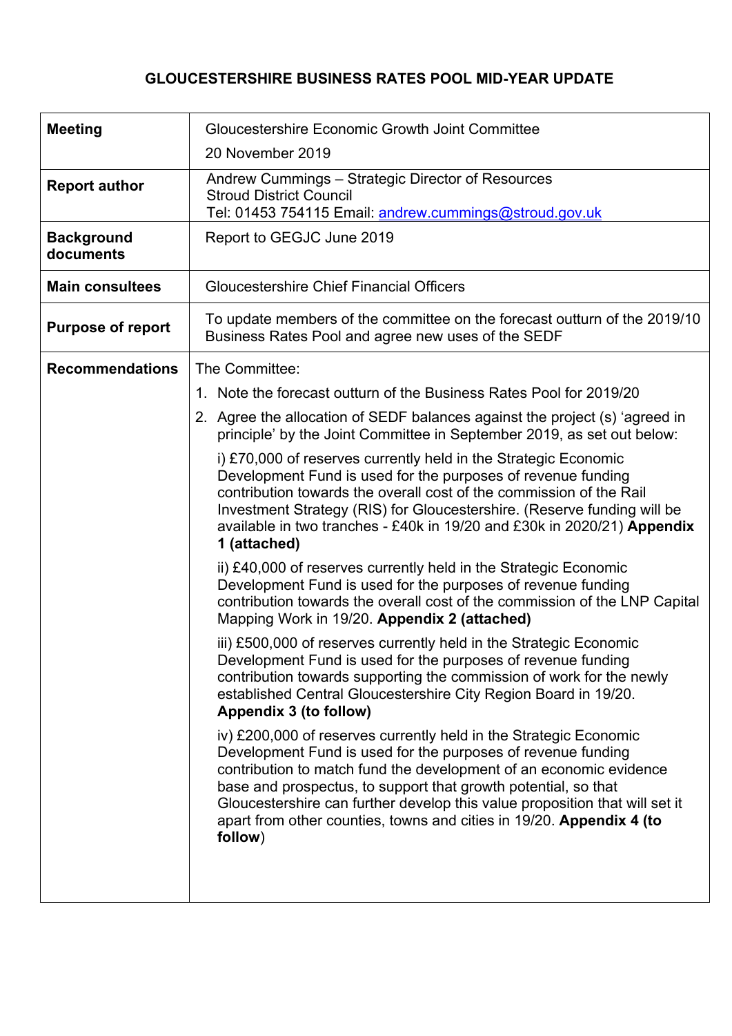# GLOUCESTERSHIRE BUSINESS RATES POOL MID-YEAR UPDATE

| | |
|---|---|
| **Meeting** | Gloucestershire Economic Growth Joint Committee<br>20 November 2019 |
| **Report author** | Andrew Cummings – Strategic Director of Resources<br>Stroud District Council<br>Tel: 01453 754115 Email: andrew.cummings@stroud.gov.uk |
| **Background documents** | Report to GEGJC June 2019 |
| **Main consultees** | Gloucestershire Chief Financial Officers |
| **Purpose of report** | To update members of the committee on the forecast outturn of the 2019/10 Business Rates Pool and agree new uses of the SEDF |
| **Recommendations** | The Committee:<br>1. Note the forecast outturn of the Business Rates Pool for 2019/20<br>2. Agree the allocation of SEDF balances against the project (s) 'agreed in principle' by the Joint Committee in September 2019, as set out below:<br>i) £70,000 of reserves currently held in the Strategic Economic Development Fund is used for the purposes of revenue funding contribution towards the overall cost of the commission of the Rail Investment Strategy (RIS) for Gloucestershire. (Reserve funding will be available in two tranches - £40k in 19/20 and £30k in 2020/21) **Appendix 1 (attached)**<br>ii) £40,000 of reserves currently held in the Strategic Economic Development Fund is used for the purposes of revenue funding contribution towards the overall cost of the commission of the LNP Capital Mapping Work in 19/20. **Appendix 2 (attached)**<br>iii) £500,000 of reserves currently held in the Strategic Economic Development Fund is used for the purposes of revenue funding contribution towards supporting the commission of work for the newly established Central Gloucestershire City Region Board in 19/20. **Appendix 3 (to follow)**<br>iv) £200,000 of reserves currently held in the Strategic Economic Development Fund is used for the purposes of revenue funding contribution to match fund the development of an economic evidence base and prospectus, to support that growth potential, so that Gloucestershire can further develop this value proposition that will set it apart from other counties, towns and cities in 19/20. **Appendix 4 (to follow**) |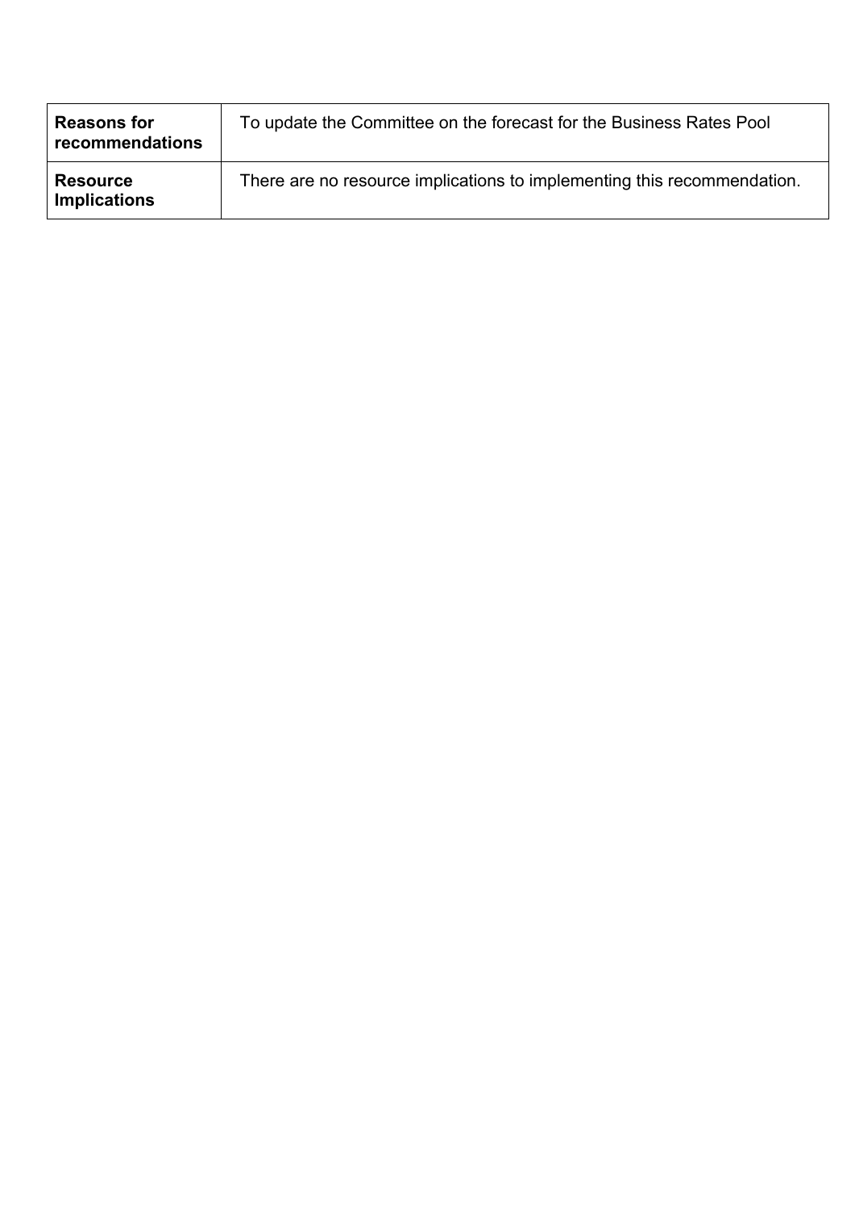| **Reasons for recommendations** | To update the Committee on the forecast for the Business Rates Pool |
|---|---|
| **Resource Implications** | There are no resource implications to implementing this recommendation. |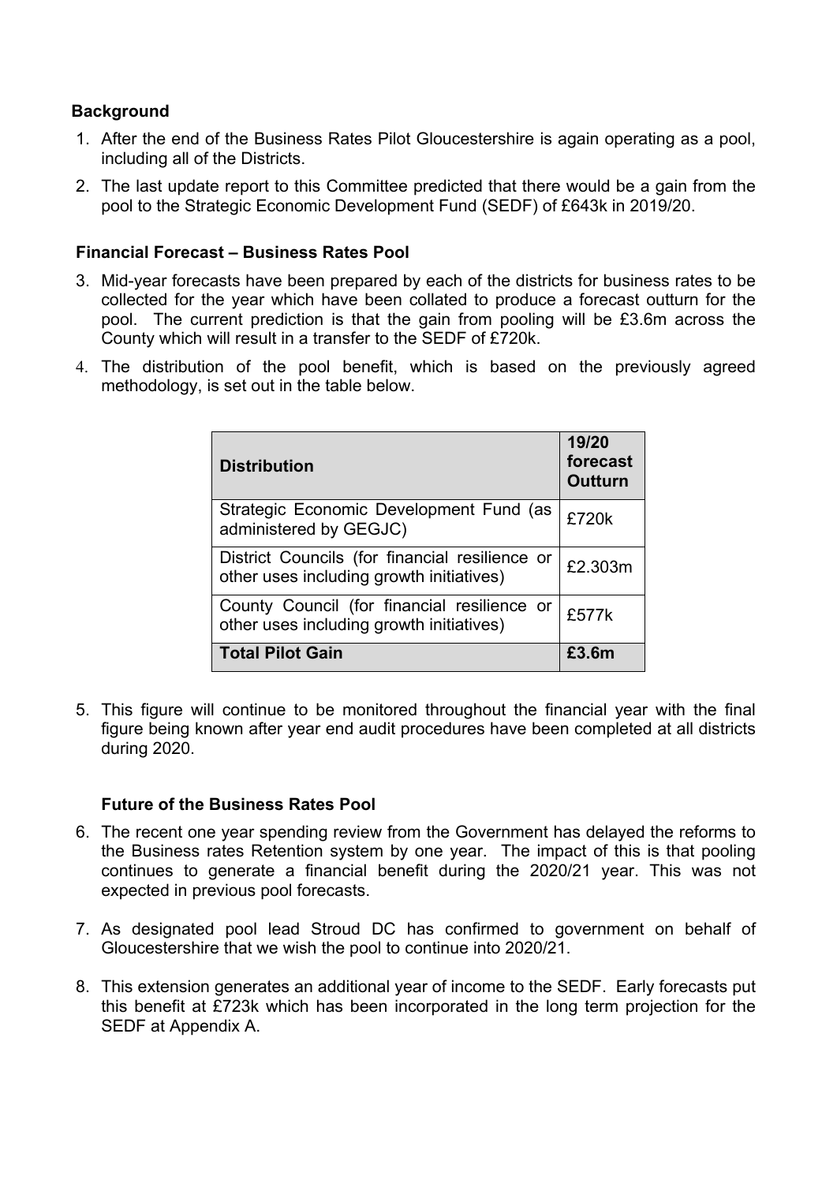## Background

1. After the end of the Business Rates Pilot Gloucestershire is again operating as a pool, including all of the Districts.
2. The last update report to this Committee predicted that there would be a gain from the pool to the Strategic Economic Development Fund (SEDF) of £643k in 2019/20.

## Financial Forecast – Business Rates Pool

3. Mid-year forecasts have been prepared by each of the districts for business rates to be collected for the year which have been collated to produce a forecast outturn for the pool. The current prediction is that the gain from pooling will be £3.6m across the County which will result in a transfer to the SEDF of £720k.
4. The distribution of the pool benefit, which is based on the previously agreed methodology, is set out in the table below.

| Distribution | 19/20 forecast Outturn |
|---|---|
| Strategic Economic Development Fund (as administered by GEGJC) | £720k |
| District Councils (for financial resilience or other uses including growth initiatives) | £2.303m |
| County Council (for financial resilience or other uses including growth initiatives) | £577k |
| **Total Pilot Gain** | **£3.6m** |

5. This figure will continue to be monitored throughout the financial year with the final figure being known after year end audit procedures have been completed at all districts during 2020.

## Future of the Business Rates Pool

6. The recent one year spending review from the Government has delayed the reforms to the Business rates Retention system by one year. The impact of this is that pooling continues to generate a financial benefit during the 2020/21 year. This was not expected in previous pool forecasts.
7. As designated pool lead Stroud DC has confirmed to government on behalf of Gloucestershire that we wish the pool to continue into 2020/21.
8. This extension generates an additional year of income to the SEDF. Early forecasts put this benefit at £723k which has been incorporated in the long term projection for the SEDF at Appendix A.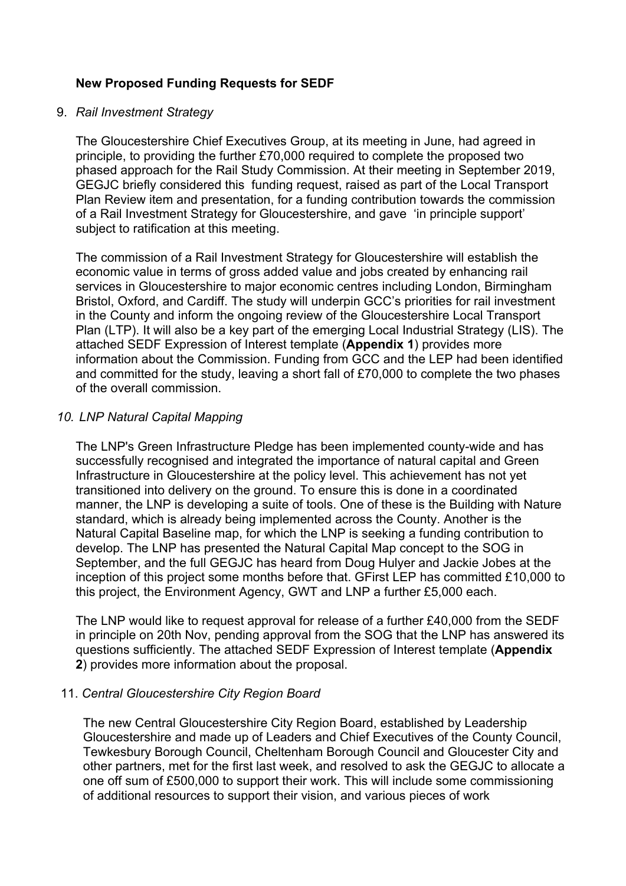**New Proposed Funding Requests for SEDF**

9. *Rail Investment Strategy*

   The Gloucestershire Chief Executives Group, at its meeting in June, had agreed in principle, to providing the further £70,000 required to complete the proposed two phased approach for the Rail Study Commission. At their meeting in September 2019, GEGJC briefly considered this funding request, raised as part of the Local Transport Plan Review item and presentation, for a funding contribution towards the commission of a Rail Investment Strategy for Gloucestershire, and gave 'in principle support' subject to ratification at this meeting.

   The commission of a Rail Investment Strategy for Gloucestershire will establish the economic value in terms of gross added value and jobs created by enhancing rail services in Gloucestershire to major economic centres including London, Birmingham Bristol, Oxford, and Cardiff. The study will underpin GCC's priorities for rail investment in the County and inform the ongoing review of the Gloucestershire Local Transport Plan (LTP). It will also be a key part of the emerging Local Industrial Strategy (LIS). The attached SEDF Expression of Interest template (**Appendix 1**) provides more information about the Commission. Funding from GCC and the LEP had been identified and committed for the study, leaving a short fall of £70,000 to complete the two phases of the overall commission.

10. *LNP Natural Capital Mapping*

   The LNP's Green Infrastructure Pledge has been implemented county-wide and has successfully recognised and integrated the importance of natural capital and Green Infrastructure in Gloucestershire at the policy level. This achievement has not yet transitioned into delivery on the ground. To ensure this is done in a coordinated manner, the LNP is developing a suite of tools. One of these is the Building with Nature standard, which is already being implemented across the County. Another is the Natural Capital Baseline map, for which the LNP is seeking a funding contribution to develop. The LNP has presented the Natural Capital Map concept to the SOG in September, and the full GEGJC has heard from Doug Hulyer and Jackie Jobes at the inception of this project some months before that. GFirst LEP has committed £10,000 to this project, the Environment Agency, GWT and LNP a further £5,000 each.

   The LNP would like to request approval for release of a further £40,000 from the SEDF in principle on 20th Nov, pending approval from the SOG that the LNP has answered its questions sufficiently. The attached SEDF Expression of Interest template (**Appendix 2**) provides more information about the proposal.

11. *Central Gloucestershire City Region Board*

   The new Central Gloucestershire City Region Board, established by Leadership Gloucestershire and made up of Leaders and Chief Executives of the County Council, Tewkesbury Borough Council, Cheltenham Borough Council and Gloucester City and other partners, met for the first last week, and resolved to ask the GEGJC to allocate a one off sum of £500,000 to support their work. This will include some commissioning of additional resources to support their vision, and various pieces of work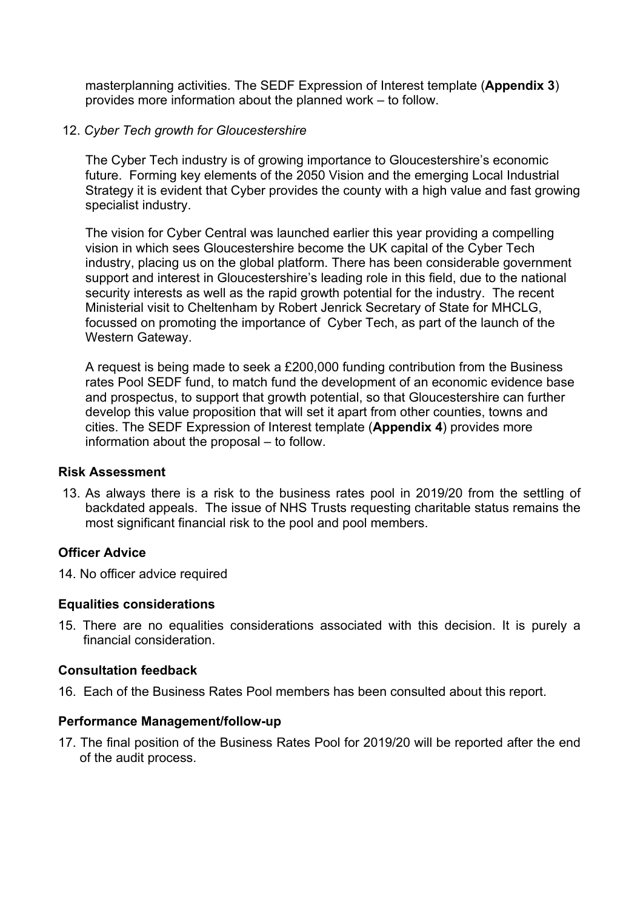masterplanning activities. The SEDF Expression of Interest template (**Appendix 3**) provides more information about the planned work – to follow.

12. *Cyber Tech growth for Gloucestershire*

The Cyber Tech industry is of growing importance to Gloucestershire's economic future. Forming key elements of the 2050 Vision and the emerging Local Industrial Strategy it is evident that Cyber provides the county with a high value and fast growing specialist industry.

The vision for Cyber Central was launched earlier this year providing a compelling vision in which sees Gloucestershire become the UK capital of the Cyber Tech industry, placing us on the global platform. There has been considerable government support and interest in Gloucestershire's leading role in this field, due to the national security interests as well as the rapid growth potential for the industry. The recent Ministerial visit to Cheltenham by Robert Jenrick Secretary of State for MHCLG, focussed on promoting the importance of Cyber Tech, as part of the launch of the Western Gateway.

A request is being made to seek a £200,000 funding contribution from the Business rates Pool SEDF fund, to match fund the development of an economic evidence base and prospectus, to support that growth potential, so that Gloucestershire can further develop this value proposition that will set it apart from other counties, towns and cities. The SEDF Expression of Interest template (**Appendix 4**) provides more information about the proposal – to follow.

**Risk Assessment**

13. As always there is a risk to the business rates pool in 2019/20 from the settling of backdated appeals. The issue of NHS Trusts requesting charitable status remains the most significant financial risk to the pool and pool members.

**Officer Advice**

14. No officer advice required

**Equalities considerations**

15. There are no equalities considerations associated with this decision. It is purely a financial consideration.

**Consultation feedback**

16. Each of the Business Rates Pool members has been consulted about this report.

**Performance Management/follow-up**

17. The final position of the Business Rates Pool for 2019/20 will be reported after the end of the audit process.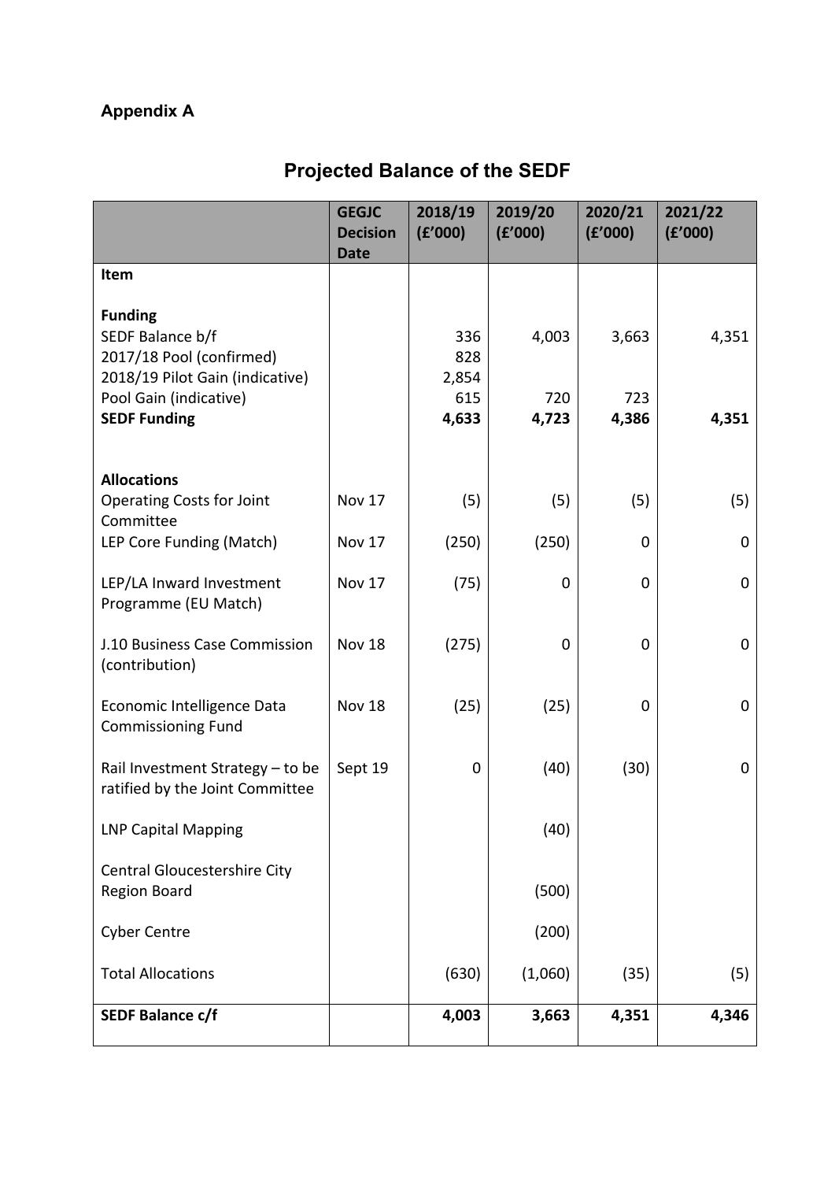**Appendix A**

## Projected Balance of the SEDF

| | GEGJC Decision Date | 2018/19 (£'000) | 2019/20 (£'000) | 2020/21 (£'000) | 2021/22 (£'000) |
|---|---|---|---|---|---|
| **Item** | | | | | |
| **Funding** | | | | | |
| SEDF Balance b/f | | 336 | 4,003 | 3,663 | 4,351 |
| 2017/18 Pool (confirmed) | | 828 | | | |
| 2018/19 Pilot Gain (indicative) | | 2,854 | | | |
| Pool Gain (indicative) | | 615 | 720 | 723 | |
| **SEDF Funding** | | **4,633** | **4,723** | **4,386** | **4,351** |
| **Allocations** | | | | | |
| Operating Costs for Joint Committee | Nov 17 | (5) | (5) | (5) | (5) |
| LEP Core Funding (Match) | Nov 17 | (250) | (250) | 0 | 0 |
| LEP/LA Inward Investment Programme (EU Match) | Nov 17 | (75) | 0 | 0 | 0 |
| J.10 Business Case Commission (contribution) | Nov 18 | (275) | 0 | 0 | 0 |
| Economic Intelligence Data Commissioning Fund | Nov 18 | (25) | (25) | 0 | 0 |
| Rail Investment Strategy – to be ratified by the Joint Committee | Sept 19 | 0 | (40) | (30) | 0 |
| LNP Capital Mapping | | | (40) | | |
| Central Gloucestershire City Region Board | | | (500) | | |
| Cyber Centre | | | (200) | | |
| Total Allocations | | (630) | (1,060) | (35) | (5) |
| **SEDF Balance c/f** | | **4,003** | **3,663** | **4,351** | **4,346** |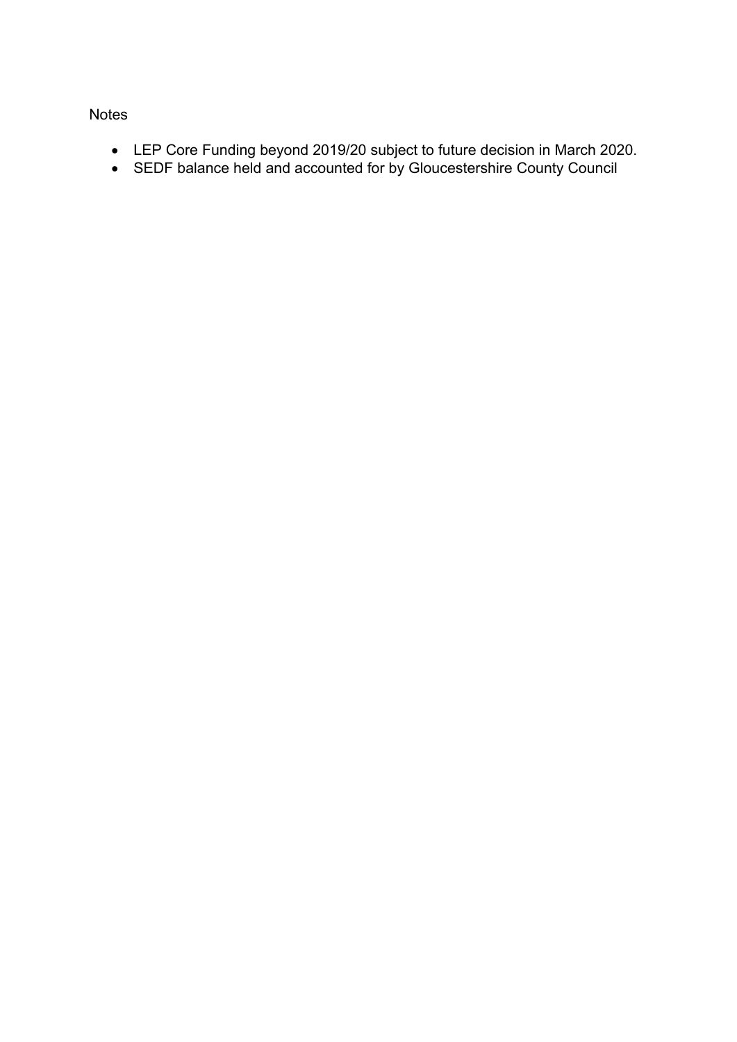Notes

- LEP Core Funding beyond 2019/20 subject to future decision in March 2020.
- SEDF balance held and accounted for by Gloucestershire County Council